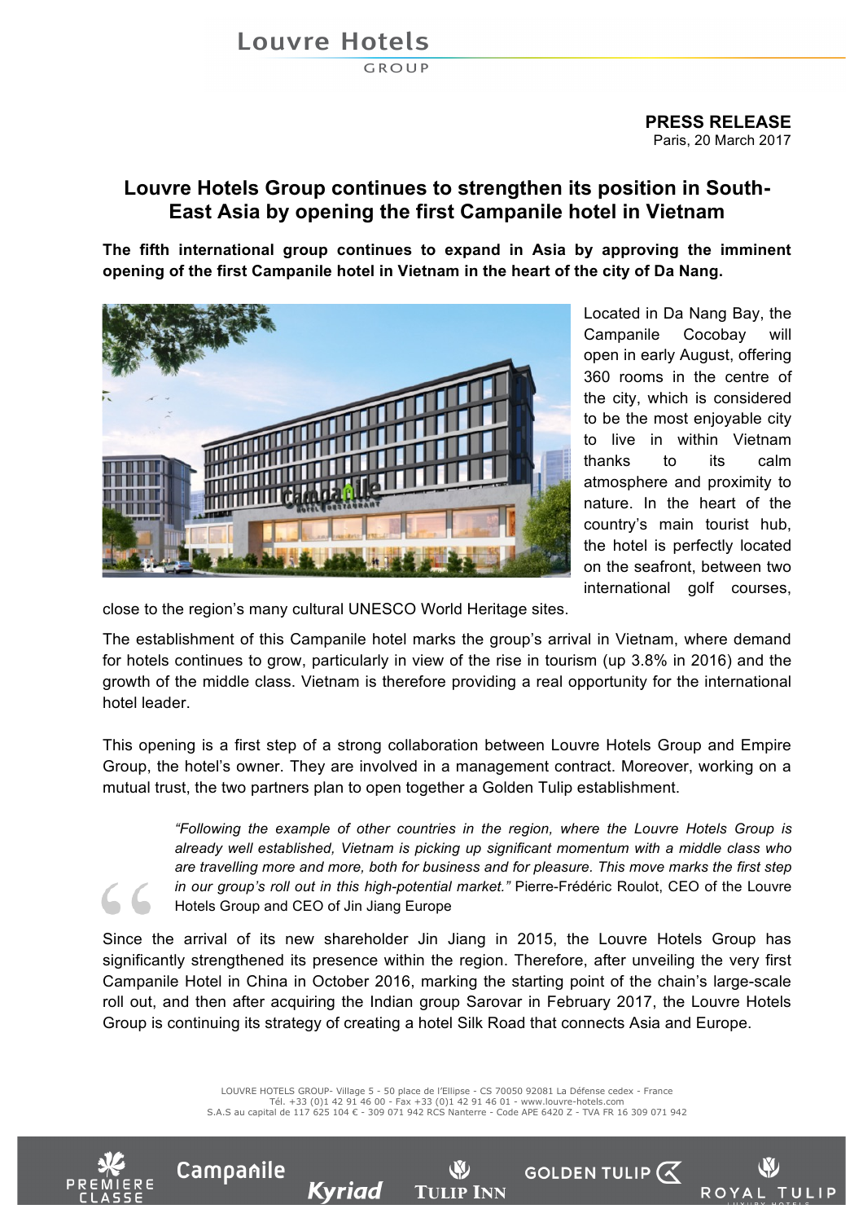Louvre Hotels
GROUP

**PRESS RELEASE**
Paris, 20 March 2017

# Louvre Hotels Group continues to strengthen its position in South-East Asia by opening the first Campanile hotel in Vietnam

**The fifth international group continues to expand in Asia by approving the imminent opening of the first Campanile hotel in Vietnam in the heart of the city of Da Nang.**

Located in Da Nang Bay, the Campanile Cocobay will open in early August, offering 360 rooms in the centre of the city, which is considered to be the most enjoyable city to live in within Vietnam thanks to its calm atmosphere and proximity to nature. In the heart of the country's main tourist hub, the hotel is perfectly located on the seafront, between two international golf courses, close to the region's many cultural UNESCO World Heritage sites.

The establishment of this Campanile hotel marks the group's arrival in Vietnam, where demand for hotels continues to grow, particularly in view of the rise in tourism (up 3.8% in 2016) and the growth of the middle class. Vietnam is therefore providing a real opportunity for the international hotel leader.

This opening is a first step of a strong collaboration between Louvre Hotels Group and Empire Group, the hotel's owner. They are involved in a management contract. Moreover, working on a mutual trust, the two partners plan to open together a Golden Tulip establishment.

> *"Following the example of other countries in the region, where the Louvre Hotels Group is already well established, Vietnam is picking up significant momentum with a middle class who are travelling more and more, both for business and for pleasure. This move marks the first step in our group's roll out in this high-potential market."* Pierre-Frédéric Roulot, CEO of the Louvre Hotels Group and CEO of Jin Jiang Europe

Since the arrival of its new shareholder Jin Jiang in 2015, the Louvre Hotels Group has significantly strengthened its presence within the region. Therefore, after unveiling the very first Campanile Hotel in China in October 2016, marking the starting point of the chain's large-scale roll out, and then after acquiring the Indian group Sarovar in February 2017, the Louvre Hotels Group is continuing its strategy of creating a hotel Silk Road that connects Asia and Europe.

LOUVRE HOTELS GROUP- Village 5 - 50 place de l'Ellipse - CS 70050 92081 La Défense cedex - France
Tél. +33 (0)1 42 91 46 00 - Fax +33 (0)1 42 91 46 01 - www.louvre-hotels.com
S.A.S au capital de 117 625 104 € - 309 071 942 RCS Nanterre - Code APE 6420 Z - TVA FR 16 309 071 942

PREMIERE CLASSE | Campanile | Kyriad | TULIP INN | GOLDEN TULIP | ROYAL TULIP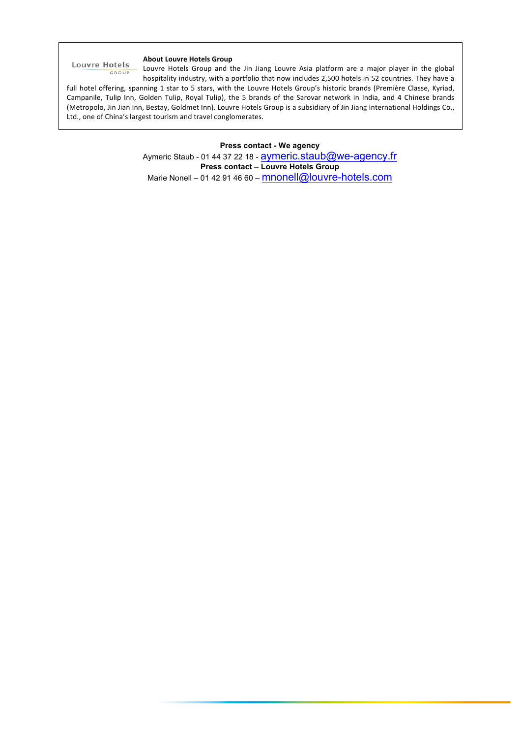**About Louvre Hotels Group**

Louvre Hotels Group and the Jin Jiang Louvre Asia platform are a major player in the global hospitality industry, with a portfolio that now includes 2,500 hotels in 52 countries. They have a full hotel offering, spanning 1 star to 5 stars, with the Louvre Hotels Group's historic brands (Première Classe, Kyriad, Campanile, Tulip Inn, Golden Tulip, Royal Tulip), the 5 brands of the Sarovar network in India, and 4 Chinese brands (Metropolo, Jin Jian Inn, Bestay, Goldmet Inn). Louvre Hotels Group is a subsidiary of Jin Jiang International Holdings Co., Ltd., one of China's largest tourism and travel conglomerates.

**Press contact - We agency**

Aymeric Staub - 01 44 37 22 18 - aymeric.staub@we-agency.fr

**Press contact – Louvre Hotels Group**

Marie Nonell – 01 42 91 46 60 – mnonell@louvre-hotels.com